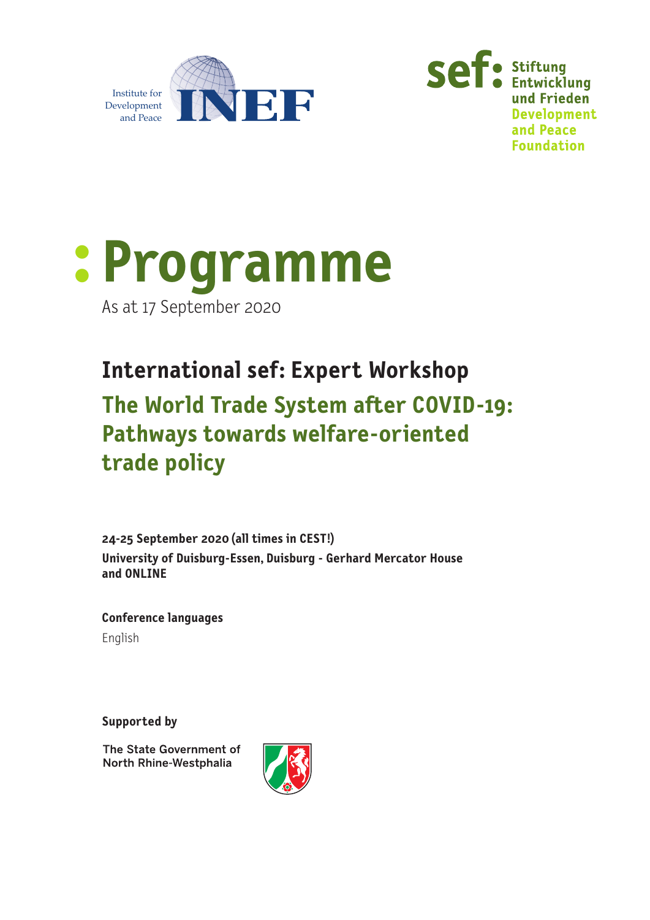Institute for Development and Peace INEF

sef: Stiftung Entwicklung und Frieden
Development and Peace Foundation

# Programme

As at 17 September 2020

## International sef: Expert Workshop

## The World Trade System after COVID-19: Pathways towards welfare-oriented trade policy

**24-25 September 2020 (all times in CEST!)**
**University of Duisburg-Essen, Duisburg - Gerhard Mercator House and ONLINE**

**Conference languages**

English

**Supported by**

The State Government of North Rhine-Westphalia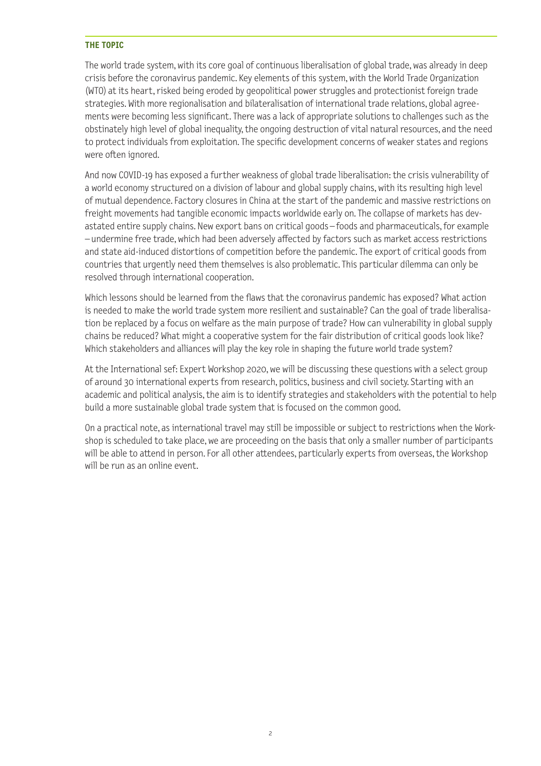## THE TOPIC

The world trade system, with its core goal of continuous liberalisation of global trade, was already in deep crisis before the coronavirus pandemic. Key elements of this system, with the World Trade Organization (WTO) at its heart, risked being eroded by geopolitical power struggles and protectionist foreign trade strategies. With more regionalisation and bilateralisation of international trade relations, global agreements were becoming less significant. There was a lack of appropriate solutions to challenges such as the obstinately high level of global inequality, the ongoing destruction of vital natural resources, and the need to protect individuals from exploitation. The specific development concerns of weaker states and regions were often ignored.

And now COVID-19 has exposed a further weakness of global trade liberalisation: the crisis vulnerability of a world economy structured on a division of labour and global supply chains, with its resulting high level of mutual dependence. Factory closures in China at the start of the pandemic and massive restrictions on freight movements had tangible economic impacts worldwide early on. The collapse of markets has devastated entire supply chains. New export bans on critical goods – foods and pharmaceuticals, for example – undermine free trade, which had been adversely affected by factors such as market access restrictions and state aid-induced distortions of competition before the pandemic. The export of critical goods from countries that urgently need them themselves is also problematic. This particular dilemma can only be resolved through international cooperation.

Which lessons should be learned from the flaws that the coronavirus pandemic has exposed? What action is needed to make the world trade system more resilient and sustainable? Can the goal of trade liberalisation be replaced by a focus on welfare as the main purpose of trade? How can vulnerability in global supply chains be reduced? What might a cooperative system for the fair distribution of critical goods look like? Which stakeholders and alliances will play the key role in shaping the future world trade system?

At the International sef: Expert Workshop 2020, we will be discussing these questions with a select group of around 30 international experts from research, politics, business and civil society. Starting with an academic and political analysis, the aim is to identify strategies and stakeholders with the potential to help build a more sustainable global trade system that is focused on the common good.

On a practical note, as international travel may still be impossible or subject to restrictions when the Workshop is scheduled to take place, we are proceeding on the basis that only a smaller number of participants will be able to attend in person. For all other attendees, particularly experts from overseas, the Workshop will be run as an online event.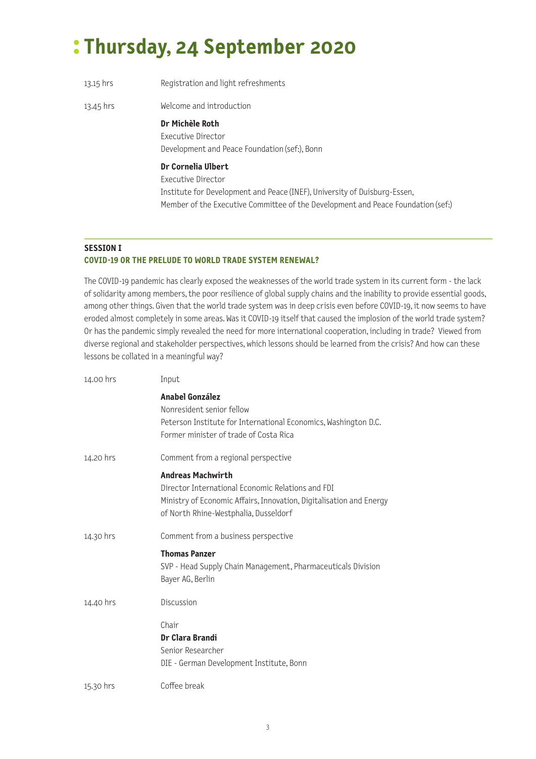# Thursday, 24 September 2020

13.15 hrs Registration and light refreshments

13.45 hrs Welcome and introduction

**Dr Michèle Roth**
Executive Director
Development and Peace Foundation (sef:), Bonn

**Dr Cornelia Ulbert**
Executive Director
Institute for Development and Peace (INEF), University of Duisburg-Essen,
Member of the Executive Committee of the Development and Peace Foundation (sef:)

---

**SESSION I**
**COVID-19 OR THE PRELUDE TO WORLD TRADE SYSTEM RENEWAL?**

The COVID-19 pandemic has clearly exposed the weaknesses of the world trade system in its current form - the lack of solidarity among members, the poor resilience of global supply chains and the inability to provide essential goods, among other things. Given that the world trade system was in deep crisis even before COVID-19, it now seems to have eroded almost completely in some areas. Was it COVID-19 itself that caused the implosion of the world trade system? Or has the pandemic simply revealed the need for more international cooperation, including in trade? Viewed from diverse regional and stakeholder perspectives, which lessons should be learned from the crisis? And how can these lessons be collated in a meaningful way?

14.00 hrs Input

**Anabel González**
Nonresident senior fellow
Peterson Institute for International Economics, Washington D.C.
Former minister of trade of Costa Rica

14.20 hrs Comment from a regional perspective

**Andreas Machwirth**
Director International Economic Relations and FDI
Ministry of Economic Affairs, Innovation, Digitalisation and Energy
of North Rhine-Westphalia, Dusseldorf

14.30 hrs Comment from a business perspective

**Thomas Panzer**
SVP - Head Supply Chain Management, Pharmaceuticals Division
Bayer AG, Berlin

14.40 hrs Discussion

Chair
**Dr Clara Brandi**
Senior Researcher
DIE - German Development Institute, Bonn

15.30 hrs Coffee break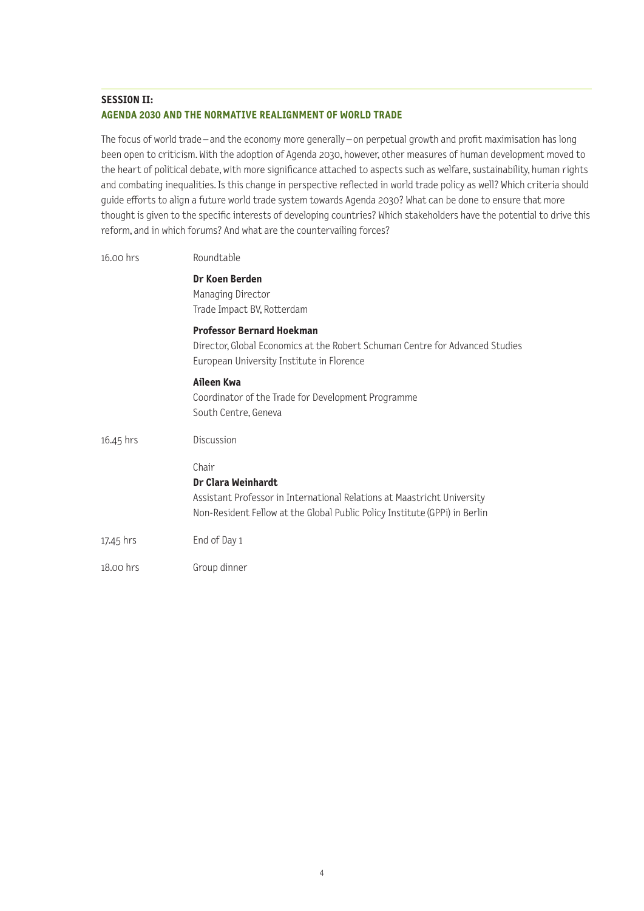## SESSION II:
## AGENDA 2030 AND THE NORMATIVE REALIGNMENT OF WORLD TRADE

The focus of world trade – and the economy more generally – on perpetual growth and profit maximisation has long been open to criticism. With the adoption of Agenda 2030, however, other measures of human development moved to the heart of political debate, with more significance attached to aspects such as welfare, sustainability, human rights and combating inequalities. Is this change in perspective reflected in world trade policy as well? Which criteria should guide efforts to align a future world trade system towards Agenda 2030? What can be done to ensure that more thought is given to the specific interests of developing countries? Which stakeholders have the potential to drive this reform, and in which forums? And what are the countervailing forces?

16.00 hrs Roundtable

**Dr Koen Berden**
Managing Director
Trade Impact BV, Rotterdam

**Professor Bernard Hoekman**
Director, Global Economics at the Robert Schuman Centre for Advanced Studies
European University Institute in Florence

**Aileen Kwa**
Coordinator of the Trade for Development Programme
South Centre, Geneva

16.45 hrs Discussion

Chair
**Dr Clara Weinhardt**
Assistant Professor in International Relations at Maastricht University
Non-Resident Fellow at the Global Public Policy Institute (GPPi) in Berlin

17.45 hrs End of Day 1

18.00 hrs Group dinner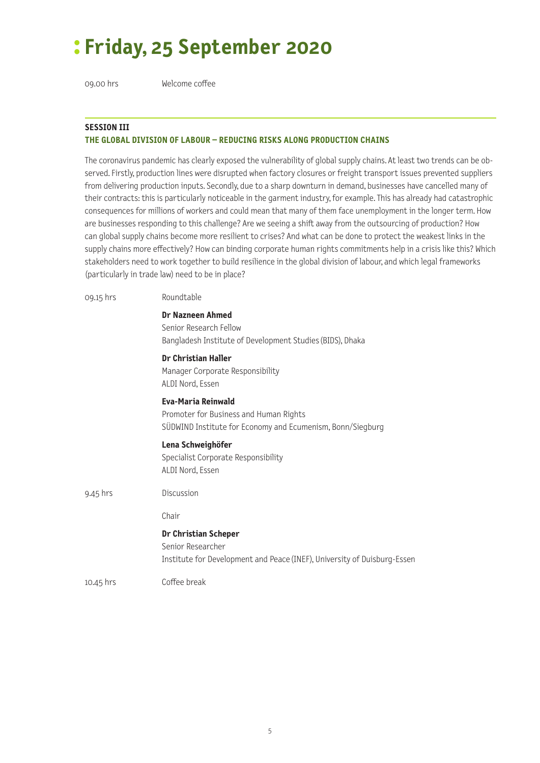# Friday, 25 September 2020

09.00 hrs Welcome coffee

**SESSION III**

**THE GLOBAL DIVISION OF LABOUR – REDUCING RISKS ALONG PRODUCTION CHAINS**

The coronavirus pandemic has clearly exposed the vulnerability of global supply chains. At least two trends can be observed. Firstly, production lines were disrupted when factory closures or freight transport issues prevented suppliers from delivering production inputs. Secondly, due to a sharp downturn in demand, businesses have cancelled many of their contracts: this is particularly noticeable in the garment industry, for example. This has already had catastrophic consequences for millions of workers and could mean that many of them face unemployment in the longer term. How are businesses responding to this challenge? Are we seeing a shift away from the outsourcing of production? How can global supply chains become more resilient to crises? And what can be done to protect the weakest links in the supply chains more effectively? How can binding corporate human rights commitments help in a crisis like this? Which stakeholders need to work together to build resilience in the global division of labour, and which legal frameworks (particularly in trade law) need to be in place?

09.15 hrs Roundtable

**Dr Nazneen Ahmed**
Senior Research Fellow
Bangladesh Institute of Development Studies (BIDS), Dhaka

**Dr Christian Haller**
Manager Corporate Responsibility
ALDI Nord, Essen

**Eva-Maria Reinwald**
Promoter for Business and Human Rights
SÜDWIND Institute for Economy and Ecumenism, Bonn/Siegburg

**Lena Schweighöfer**
Specialist Corporate Responsibility
ALDI Nord, Essen

9.45 hrs Discussion

Chair

**Dr Christian Scheper**
Senior Researcher
Institute for Development and Peace (INEF), University of Duisburg-Essen

10.45 hrs Coffee break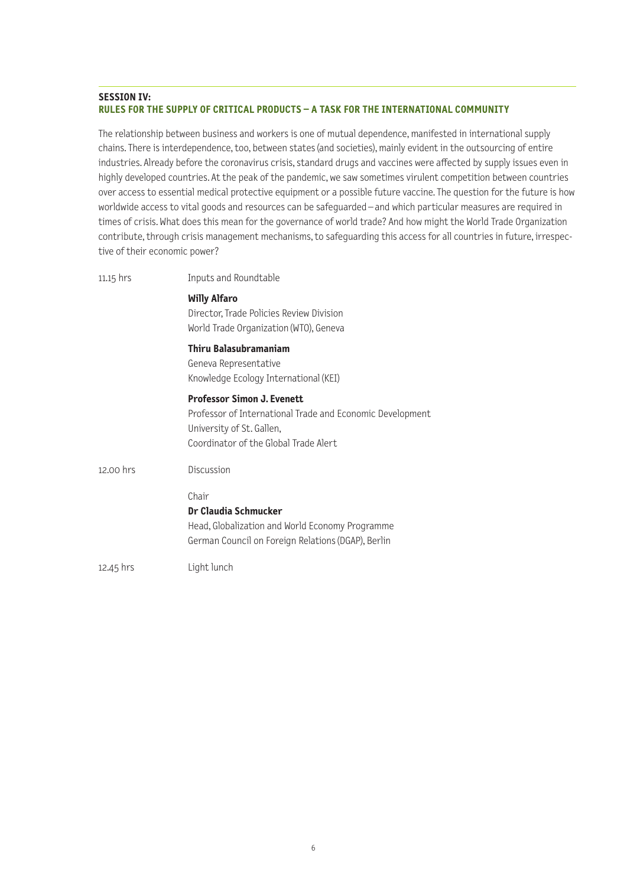## SESSION IV: RULES FOR THE SUPPLY OF CRITICAL PRODUCTS – A TASK FOR THE INTERNATIONAL COMMUNITY

The relationship between business and workers is one of mutual dependence, manifested in international supply chains. There is interdependence, too, between states (and societies), mainly evident in the outsourcing of entire industries. Already before the coronavirus crisis, standard drugs and vaccines were affected by supply issues even in highly developed countries. At the peak of the pandemic, we saw sometimes virulent competition between countries over access to essential medical protective equipment or a possible future vaccine. The question for the future is how worldwide access to vital goods and resources can be safeguarded – and which particular measures are required in times of crisis. What does this mean for the governance of world trade? And how might the World Trade Organization contribute, through crisis management mechanisms, to safeguarding this access for all countries in future, irrespective of their economic power?

| | |
|---|---|
| 11.15 hrs | Inputs and Roundtable |
| | **Willy Alfaro**<br>Director, Trade Policies Review Division<br>World Trade Organization (WTO), Geneva |
| | **Thiru Balasubramaniam**<br>Geneva Representative<br>Knowledge Ecology International (KEI) |
| | **Professor Simon J. Evenett**<br>Professor of International Trade and Economic Development<br>University of St. Gallen,<br>Coordinator of the Global Trade Alert |
| 12.00 hrs | Discussion |
| | Chair<br>**Dr Claudia Schmucker**<br>Head, Globalization and World Economy Programme<br>German Council on Foreign Relations (DGAP), Berlin |
| 12.45 hrs | Light lunch |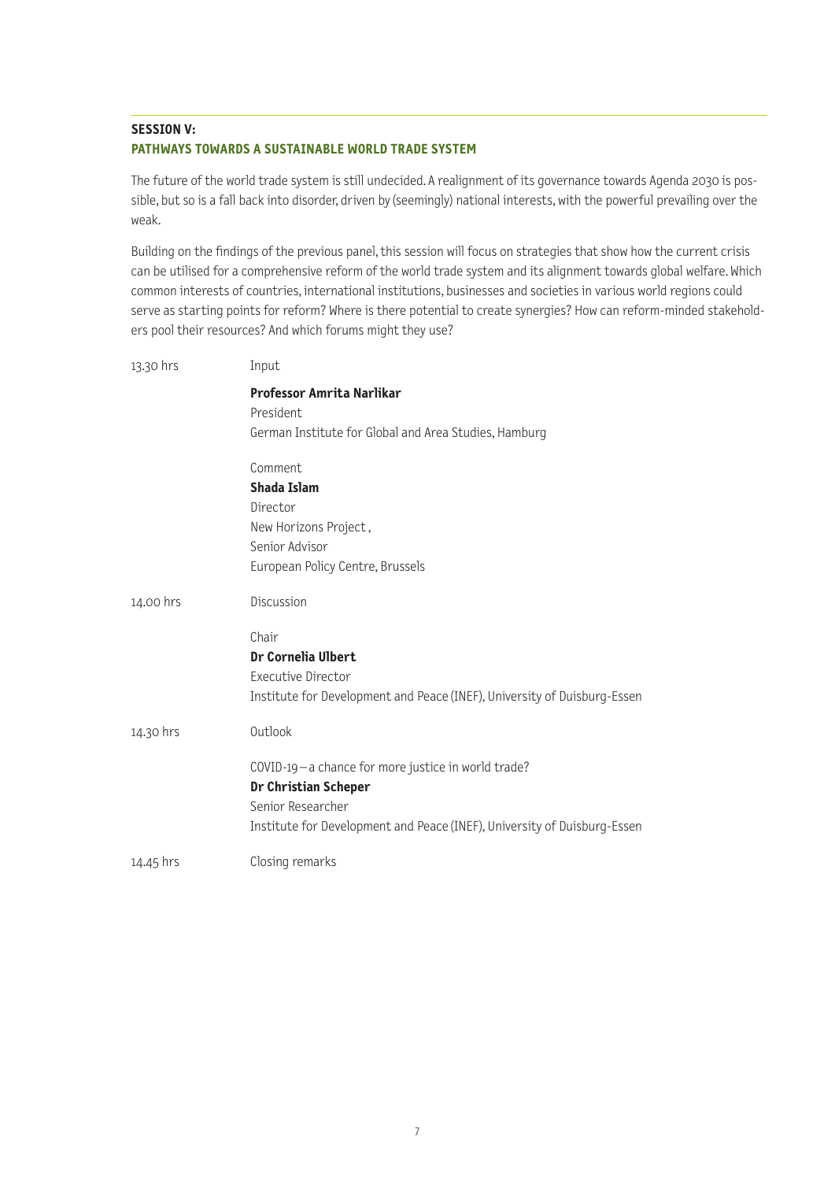## SESSION V:
## PATHWAYS TOWARDS A SUSTAINABLE WORLD TRADE SYSTEM

The future of the world trade system is still undecided. A realignment of its governance towards Agenda 2030 is possible, but so is a fall back into disorder, driven by (seemingly) national interests, with the powerful prevailing over the weak.

Building on the findings of the previous panel, this session will focus on strategies that show how the current crisis can be utilised for a comprehensive reform of the world trade system and its alignment towards global welfare. Which common interests of countries, international institutions, businesses and societies in various world regions could serve as starting points for reform? Where is there potential to create synergies? How can reform-minded stakeholders pool their resources? And which forums might they use?

| | |
|---|---|
| 13.30 hrs | Input<br><br>**Professor Amrita Narlikar**<br>President<br>German Institute for Global and Area Studies, Hamburg<br><br>Comment<br>**Shada Islam**<br>Director<br>New Horizons Project ,<br>Senior Advisor<br>European Policy Centre, Brussels |
| 14.00 hrs | Discussion<br><br>Chair<br>**Dr Cornelia Ulbert**<br>Executive Director<br>Institute for Development and Peace (INEF), University of Duisburg-Essen |
| 14.30 hrs | Outlook<br><br>COVID-19 – a chance for more justice in world trade?<br>**Dr Christian Scheper**<br>Senior Researcher<br>Institute for Development and Peace (INEF), University of Duisburg-Essen |
| 14.45 hrs | Closing remarks |